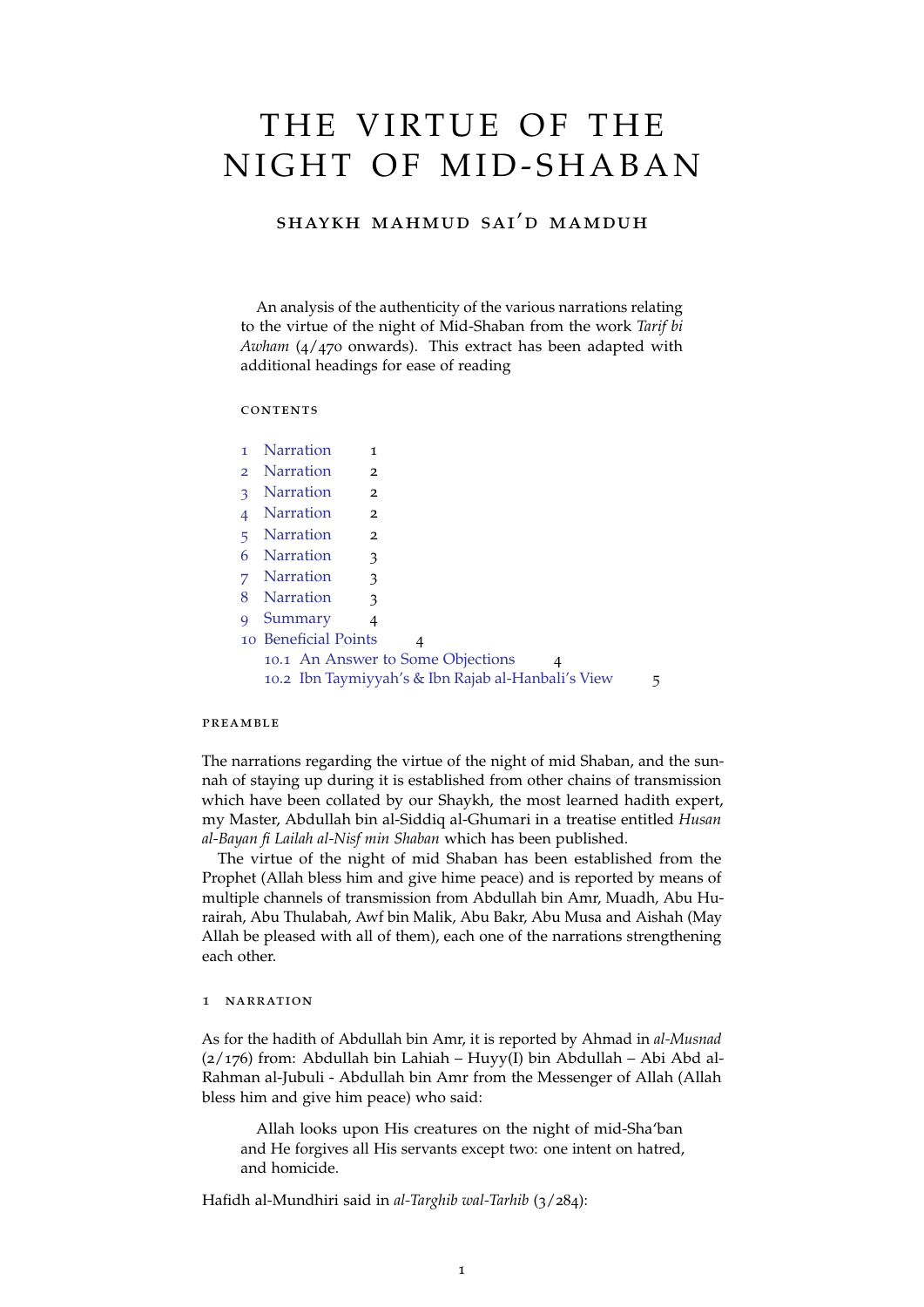# THE VIRTUE OF THE NIGHT OF MID-SHABAN

## SHAYKH MAHMUD SAI'D MAMDUH

An analysis of the authenticity of the various narrations relating to the virtue of the night of Mid-Shaban from the work *Tarif bi Awham* (4/470 onwards). This extract has been adapted with additional headings for ease of reading

### CONTENTS

1 Narration 1
2 Narration 2
3 Narration 2
4 Narration 2
5 Narration 2
6 Narration 3
7 Narration 3
8 Narration 3
9 Summary 4
10 Beneficial Points 4
  10.1 An Answer to Some Objections 4
  10.2 Ibn Taymiyyah's & Ibn Rajab al-Hanbali's View 5

### PREAMBLE

The narrations regarding the virtue of the night of mid Shaban, and the sunnah of staying up during it is established from other chains of transmission which have been collated by our Shaykh, the most learned hadith expert, my Master, Abdullah bin al-Siddiq al-Ghumari in a treatise entitled *Husan al-Bayan fi Lailah al-Nisf min Shaban* which has been published.

The virtue of the night of mid Shaban has been established from the Prophet (Allah bless him and give hime peace) and is reported by means of multiple channels of transmission from Abdullah bin Amr, Muadh, Abu Hurairah, Abu Thulabah, Awf bin Malik, Abu Bakr, Abu Musa and Aishah (May Allah be pleased with all of them), each one of the narrations strengthening each other.

## 1 NARRATION

As for the hadith of Abdullah bin Amr, it is reported by Ahmad in *al-Musnad* (2/176) from: Abdullah bin Lahiah – Huyy(I) bin Abdullah – Abi Abd al-Rahman al-Jubuli - Abdullah bin Amr from the Messenger of Allah (Allah bless him and give him peace) who said:

> Allah looks upon His creatures on the night of mid-Sha'ban and He forgives all His servants except two: one intent on hatred, and homicide.

Hafidh al-Mundhiri said in *al-Targhib wal-Tarhib* (3/284):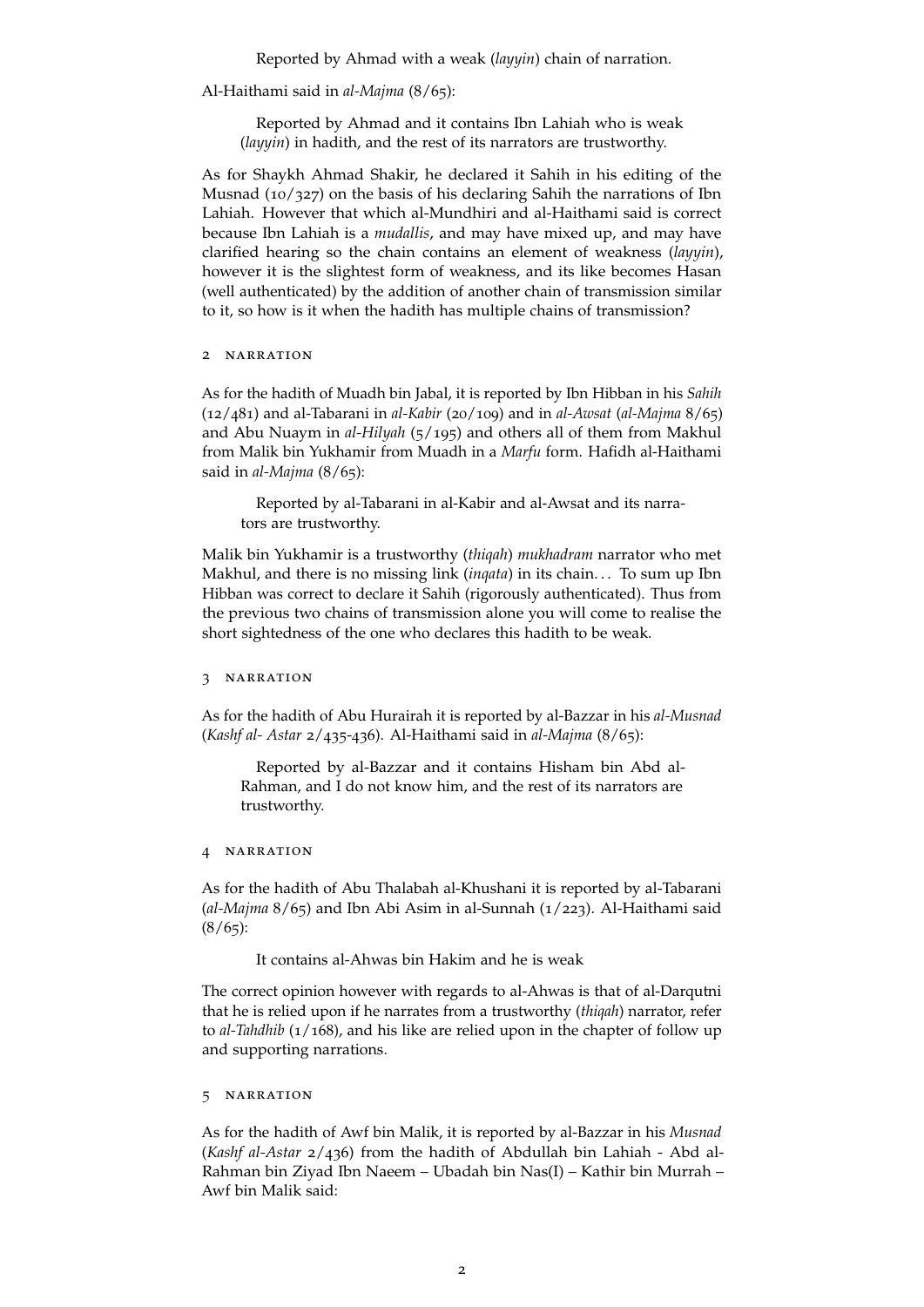> Reported by Ahmad with a weak (*layyin*) chain of narration.

Al-Haithami said in *al-Majma* (8/65):

> Reported by Ahmad and it contains Ibn Lahiah who is weak (*layyin*) in hadith, and the rest of its narrators are trustworthy.

As for Shaykh Ahmad Shakir, he declared it Sahih in his editing of the Musnad (10/327) on the basis of his declaring Sahih the narrations of Ibn Lahiah. However that which al-Mundhiri and al-Haithami said is correct because Ibn Lahiah is a *mudallis*, and may have mixed up, and may have clarified hearing so the chain contains an element of weakness (*layyin*), however it is the slightest form of weakness, and its like becomes Hasan (well authenticated) by the addition of another chain of transmission similar to it, so how is it when the hadith has multiple chains of transmission?

## 2 Narration

As for the hadith of Muadh bin Jabal, it is reported by Ibn Hibban in his *Sahih* (12/481) and al-Tabarani in *al-Kabir* (20/109) and in *al-Awsat* (*al-Majma* 8/65) and Abu Nuaym in *al-Hilyah* (5/195) and others all of them from Makhul from Malik bin Yukhamir from Muadh in a *Marfu* form. Hafidh al-Haithami said in *al-Majma* (8/65):

> Reported by al-Tabarani in al-Kabir and al-Awsat and its narrators are trustworthy.

Malik bin Yukhamir is a trustworthy (*thiqah*) *mukhadram* narrator who met Makhul, and there is no missing link (*inqata*) in its chain... To sum up Ibn Hibban was correct to declare it Sahih (rigorously authenticated). Thus from the previous two chains of transmission alone you will come to realise the short sightedness of the one who declares this hadith to be weak.

## 3 Narration

As for the hadith of Abu Hurairah it is reported by al-Bazzar in his *al-Musnad* (*Kashf al- Astar* 2/435-436). Al-Haithami said in *al-Majma* (8/65):

> Reported by al-Bazzar and it contains Hisham bin Abd al-Rahman, and I do not know him, and the rest of its narrators are trustworthy.

## 4 Narration

As for the hadith of Abu Thalabah al-Khushani it is reported by al-Tabarani (*al-Majma* 8/65) and Ibn Abi Asim in al-Sunnah (1/223). Al-Haithami said (8/65):

> It contains al-Ahwas bin Hakim and he is weak

The correct opinion however with regards to al-Ahwas is that of al-Darqutni that he is relied upon if he narrates from a trustworthy (*thiqah*) narrator, refer to *al-Tahdhib* (1/168), and his like are relied upon in the chapter of follow up and supporting narrations.

## 5 Narration

As for the hadith of Awf bin Malik, it is reported by al-Bazzar in his *Musnad* (*Kashf al-Astar* 2/436) from the hadith of Abdullah bin Lahiah - Abd al-Rahman bin Ziyad Ibn Naeem – Ubadah bin Nas(I) – Kathir bin Murrah – Awf bin Malik said: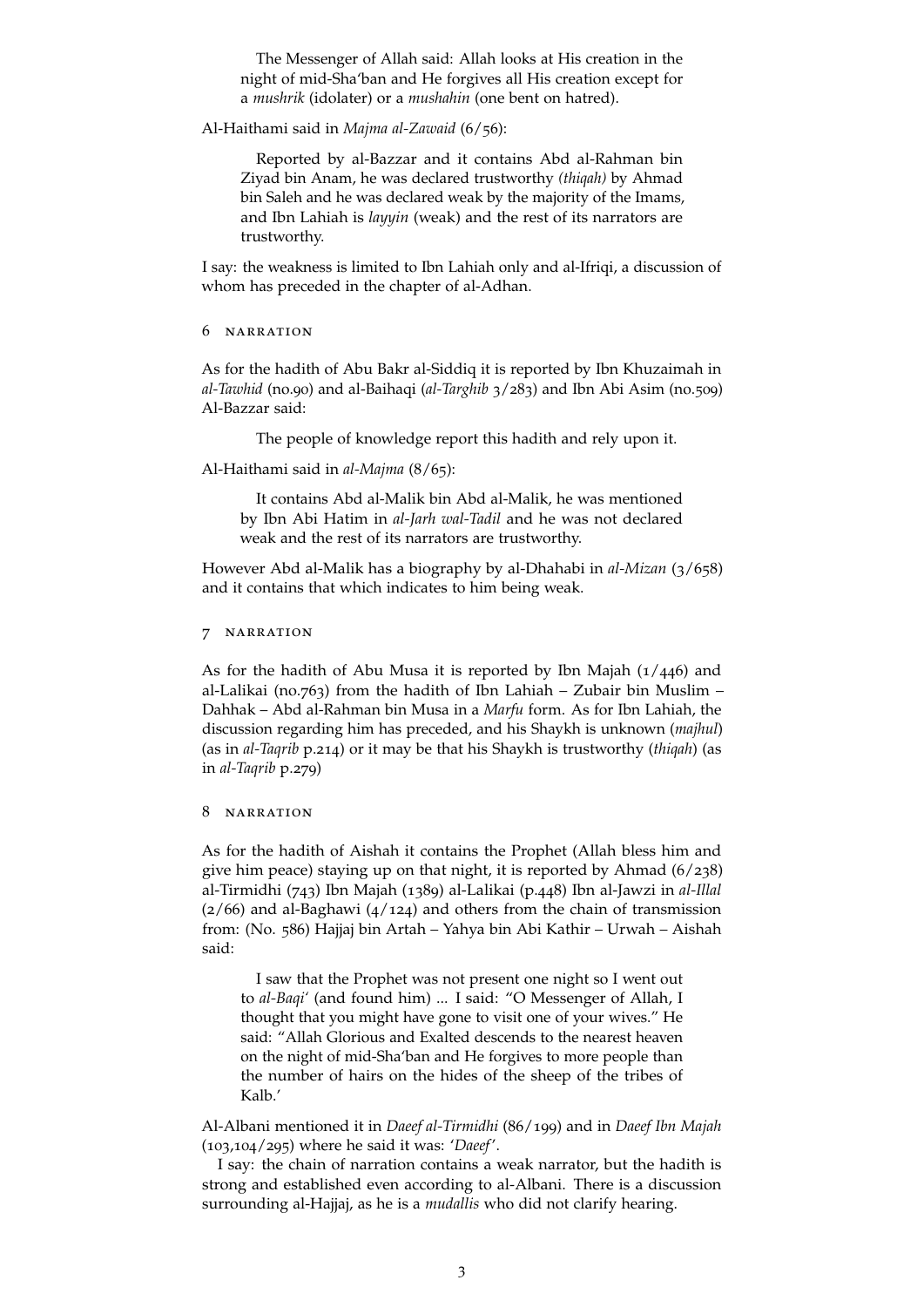> The Messenger of Allah said: Allah looks at His creation in the night of mid-Sha'ban and He forgives all His creation except for a *mushrik* (idolater) or a *mushahin* (one bent on hatred).

Al-Haithami said in *Majma al-Zawaid* (6/56):

> Reported by al-Bazzar and it contains Abd al-Rahman bin Ziyad bin Anam, he was declared trustworthy *(thiqah)* by Ahmad bin Saleh and he was declared weak by the majority of the Imams, and Ibn Lahiah is *layyin* (weak) and the rest of its narrators are trustworthy.

I say: the weakness is limited to Ibn Lahiah only and al-Ifriqi, a discussion of whom has preceded in the chapter of al-Adhan.

## 6 Narration

As for the hadith of Abu Bakr al-Siddiq it is reported by Ibn Khuzaimah in *al-Tawhid* (no.90) and al-Baihaqi (*al-Targhib* 3/283) and Ibn Abi Asim (no.509) Al-Bazzar said:

> The people of knowledge report this hadith and rely upon it.

Al-Haithami said in *al-Majma* (8/65):

> It contains Abd al-Malik bin Abd al-Malik, he was mentioned by Ibn Abi Hatim in *al-Jarh wal-Tadil* and he was not declared weak and the rest of its narrators are trustworthy.

However Abd al-Malik has a biography by al-Dhahabi in *al-Mizan* (3/658) and it contains that which indicates to him being weak.

## 7 Narration

As for the hadith of Abu Musa it is reported by Ibn Majah (1/446) and al-Lalikai (no.763) from the hadith of Ibn Lahiah – Zubair bin Muslim – Dahhak – Abd al-Rahman bin Musa in a *Marfu* form. As for Ibn Lahiah, the discussion regarding him has preceded, and his Shaykh is unknown (*majhul*) (as in *al-Taqrib* p.214) or it may be that his Shaykh is trustworthy (*thiqah*) (as in *al-Taqrib* p.279)

## 8 Narration

As for the hadith of Aishah it contains the Prophet (Allah bless him and give him peace) staying up on that night, it is reported by Ahmad (6/238) al-Tirmidhi (743) Ibn Majah (1389) al-Lalikai (p.448) Ibn al-Jawzi in *al-Illal* (2/66) and al-Baghawi (4/124) and others from the chain of transmission from: (No. 586) Hajjaj bin Artah – Yahya bin Abi Kathir – Urwah – Aishah said:

> I saw that the Prophet was not present one night so I went out to *al-Baqi'* (and found him) ... I said: "O Messenger of Allah, I thought that you might have gone to visit one of your wives." He said: "Allah Glorious and Exalted descends to the nearest heaven on the night of mid-Sha'ban and He forgives to more people than the number of hairs on the hides of the sheep of the tribes of Kalb.'

Al-Albani mentioned it in *Daeef al-Tirmidhi* (86/199) and in *Daeef Ibn Majah* (103,104/295) where he said it was: '*Daeef*'.

I say: the chain of narration contains a weak narrator, but the hadith is strong and established even according to al-Albani. There is a discussion surrounding al-Hajjaj, as he is a *mudallis* who did not clarify hearing.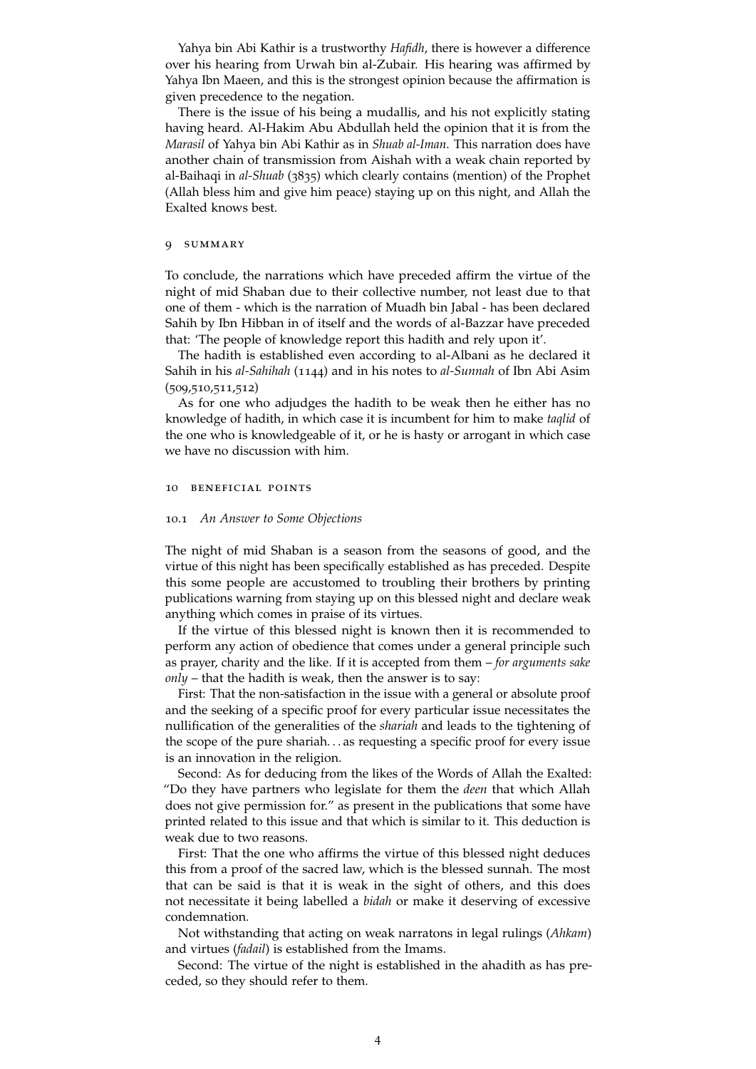Yahya bin Abi Kathir is a trustworthy *Hafidh*, there is however a difference over his hearing from Urwah bin al-Zubair. His hearing was affirmed by Yahya Ibn Maeen, and this is the strongest opinion because the affirmation is given precedence to the negation.

There is the issue of his being a mudallis, and his not explicitly stating having heard. Al-Hakim Abu Abdullah held the opinion that it is from the *Marasil* of Yahya bin Abi Kathir as in *Shuab al-Iman*. This narration does have another chain of transmission from Aishah with a weak chain reported by al-Baihaqi in *al-Shuab* (3835) which clearly contains (mention) of the Prophet (Allah bless him and give him peace) staying up on this night, and Allah the Exalted knows best.

## 9 Summary

To conclude, the narrations which have preceded affirm the virtue of the night of mid Shaban due to their collective number, not least due to that one of them - which is the narration of Muadh bin Jabal - has been declared Sahih by Ibn Hibban in of itself and the words of al-Bazzar have preceded that: 'The people of knowledge report this hadith and rely upon it'.

The hadith is established even according to al-Albani as he declared it Sahih in his *al-Sahihah* (1144) and in his notes to *al-Sunnah* of Ibn Abi Asim (509,510,511,512)

As for one who adjudges the hadith to be weak then he either has no knowledge of hadith, in which case it is incumbent for him to make *taqlid* of the one who is knowledgeable of it, or he is hasty or arrogant in which case we have no discussion with him.

## 10 Beneficial Points

### 10.1 *An Answer to Some Objections*

The night of mid Shaban is a season from the seasons of good, and the virtue of this night has been specifically established as has preceded. Despite this some people are accustomed to troubling their brothers by printing publications warning from staying up on this blessed night and declare weak anything which comes in praise of its virtues.

If the virtue of this blessed night is known then it is recommended to perform any action of obedience that comes under a general principle such as prayer, charity and the like. If it is accepted from them – *for arguments sake only* – that the hadith is weak, then the answer is to say:

First: That the non-satisfaction in the issue with a general or absolute proof and the seeking of a specific proof for every particular issue necessitates the nullification of the generalities of the *shariah* and leads to the tightening of the scope of the pure shariah... as requesting a specific proof for every issue is an innovation in the religion.

Second: As for deducing from the likes of the Words of Allah the Exalted: "Do they have partners who legislate for them the *deen* that which Allah does not give permission for." as present in the publications that some have printed related to this issue and that which is similar to it. This deduction is weak due to two reasons.

First: That the one who affirms the virtue of this blessed night deduces this from a proof of the sacred law, which is the blessed sunnah. The most that can be said is that it is weak in the sight of others, and this does not necessitate it being labelled a *bidah* or make it deserving of excessive condemnation.

Not withstanding that acting on weak narratons in legal rulings (*Ahkam*) and virtues (*fadail*) is established from the Imams.

Second: The virtue of the night is established in the ahadith as has preceded, so they should refer to them.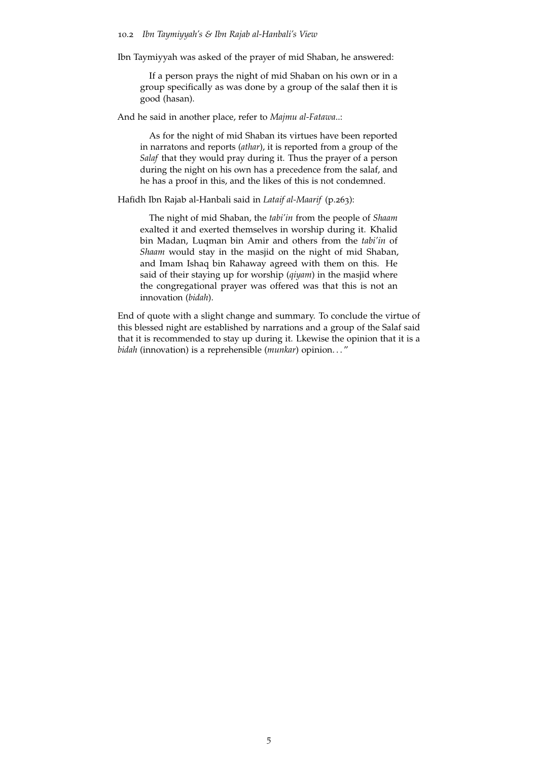## 10.2 *Ibn Taymiyyah's & Ibn Rajab al-Hanbali's View*

Ibn Taymiyyah was asked of the prayer of mid Shaban, he answered:

> If a person prays the night of mid Shaban on his own or in a group specifically as was done by a group of the salaf then it is good (hasan).

And he said in another place, refer to *Majmu al-Fatawa..*:

> As for the night of mid Shaban its virtues have been reported in narratons and reports (*athar*), it is reported from a group of the *Salaf* that they would pray during it. Thus the prayer of a person during the night on his own has a precedence from the salaf, and he has a proof in this, and the likes of this is not condemned.

Hafidh Ibn Rajab al-Hanbali said in *Lataif al-Maarif* (p.263):

> The night of mid Shaban, the *tabi'in* from the people of *Shaam* exalted it and exerted themselves in worship during it. Khalid bin Madan, Luqman bin Amir and others from the *tabi'in* of *Shaam* would stay in the masjid on the night of mid Shaban, and Imam Ishaq bin Rahaway agreed with them on this. He said of their staying up for worship (*qiyam*) in the masjid where the congregational prayer was offered was that this is not an innovation (*bidah*).

End of quote with a slight change and summary. To conclude the virtue of this blessed night are established by narrations and a group of the Salaf said that it is recommended to stay up during it. Lkewise the opinion that it is a *bidah* (innovation) is a reprehensible (*munkar*) opinion..."